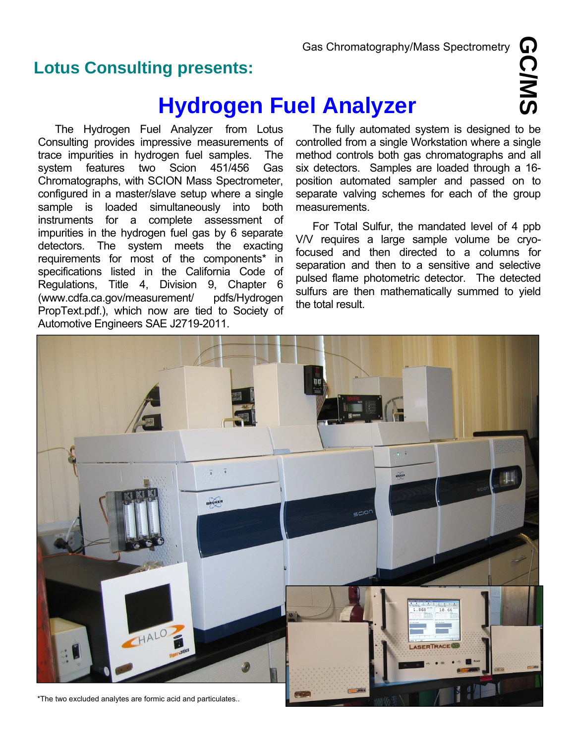Gas Chromatography/Mass Spectrometry

GC/MS

## Lotus Consulting presents:

# Hydrogen Fuel Analyzer

The Hydrogen Fuel Analyzer from Lotus Consulting provides impressive measurements of trace impurities in hydrogen fuel samples. The system features two Scion 451/456 Gas Chromatographs, with SCION Mass Spectrometer, configured in a master/slave setup where a single sample is loaded simultaneously into both instruments for a complete assessment of impurities in the hydrogen fuel gas by 6 separate detectors. The system meets the exacting requirements for most of the components* in specifications listed in the California Code of Regulations, Title 4, Division 9, Chapter 6 (www.cdfa.ca.gov/measurement/ pdfs/Hydrogen PropText.pdf.), which now are tied to Society of Automotive Engineers SAE J2719-2011.

The fully automated system is designed to be controlled from a single Workstation where a single method controls both gas chromatographs and all six detectors. Samples are loaded through a 16-position automated sampler and passed on to separate valving schemes for each of the group measurements.

For Total Sulfur, the mandated level of 4 ppb V/V requires a large sample volume be cryo-focused and then directed to a columns for separation and then to a sensitive and selective pulsed flame photometric detector. The detected sulfurs are then mathematically summed to yield the total result.

*The two excluded analytes are formic acid and particulates..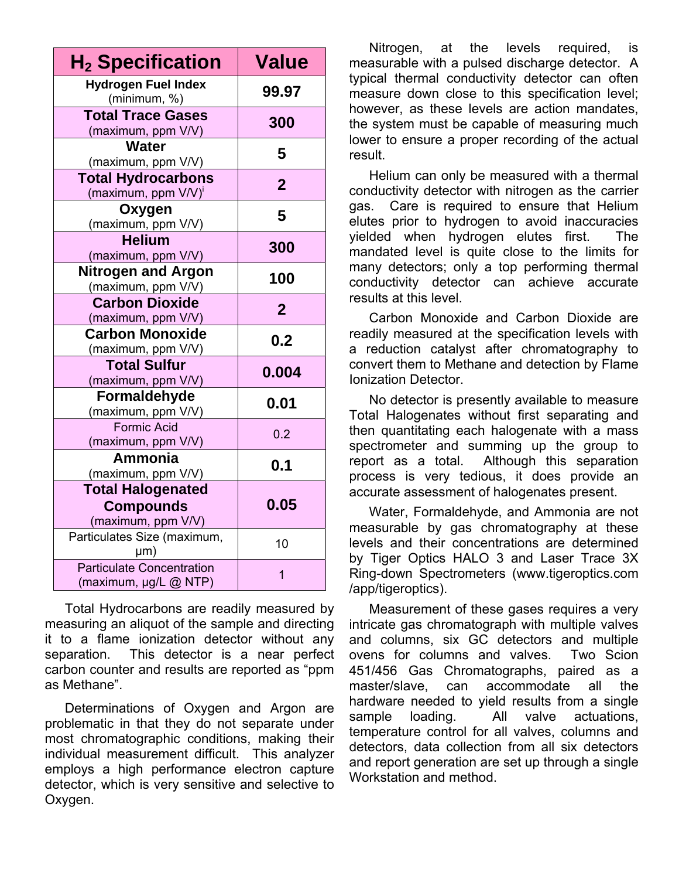| $H_2$ Specification | Value |
|---|---|
| **Hydrogen Fuel Index** (minimum, %) | **99.97** |
| **Total Trace Gases** (maximum, ppm V/V) | **300** |
| **Water** (maximum, ppm V/V) | **5** |
| **Total Hydrocarbons** (maximum, ppm V/V)[i] | **2** |
| **Oxygen** (maximum, ppm V/V) | **5** |
| **Helium** (maximum, ppm V/V) | **300** |
| **Nitrogen and Argon** (maximum, ppm V/V) | **100** |
| **Carbon Dioxide** (maximum, ppm V/V) | **2** |
| **Carbon Monoxide** (maximum, ppm V/V) | **0.2** |
| **Total Sulfur** (maximum, ppm V/V) | **0.004** |
| **Formaldehyde** (maximum, ppm V/V) | **0.01** |
| Formic Acid (maximum, ppm V/V) | 0.2 |
| **Ammonia** (maximum, ppm V/V) | **0.1** |
| **Total Halogenated Compounds** (maximum, ppm V/V) | **0.05** |
| Particulates Size (maximum, μm) | 10 |
| Particulate Concentration (maximum, μg/L @ NTP) | 1 |

Total Hydrocarbons are readily measured by measuring an aliquot of the sample and directing it to a flame ionization detector without any separation. This detector is a near perfect carbon counter and results are reported as "ppm as Methane".

Determinations of Oxygen and Argon are problematic in that they do not separate under most chromatographic conditions, making their individual measurement difficult. This analyzer employs a high performance electron capture detector, which is very sensitive and selective to Oxygen.

Nitrogen, at the levels required, is measurable with a pulsed discharge detector. A typical thermal conductivity detector can often measure down close to this specification level; however, as these levels are action mandates, the system must be capable of measuring much lower to ensure a proper recording of the actual result.

Helium can only be measured with a thermal conductivity detector with nitrogen as the carrier gas. Care is required to ensure that Helium elutes prior to hydrogen to avoid inaccuracies yielded when hydrogen elutes first. The mandated level is quite close to the limits for many detectors; only a top performing thermal conductivity detector can achieve accurate results at this level.

Carbon Monoxide and Carbon Dioxide are readily measured at the specification levels with a reduction catalyst after chromatography to convert them to Methane and detection by Flame Ionization Detector.

No detector is presently available to measure Total Halogenates without first separating and then quantitating each halogenate with a mass spectrometer and summing up the group to report as a total. Although this separation process is very tedious, it does provide an accurate assessment of halogenates present.

Water, Formaldehyde, and Ammonia are not measurable by gas chromatography at these levels and their concentrations are determined by Tiger Optics HALO 3 and Laser Trace 3X Ring-down Spectrometers (www.tigeroptics.com /app/tigeroptics).

Measurement of these gases requires a very intricate gas chromatograph with multiple valves and columns, six GC detectors and multiple ovens for columns and valves. Two Scion 451/456 Gas Chromatographs, paired as a master/slave, can accommodate all the hardware needed to yield results from a single sample loading. All valve actuations, temperature control for all valves, columns and detectors, data collection from all six detectors and report generation are set up through a single Workstation and method.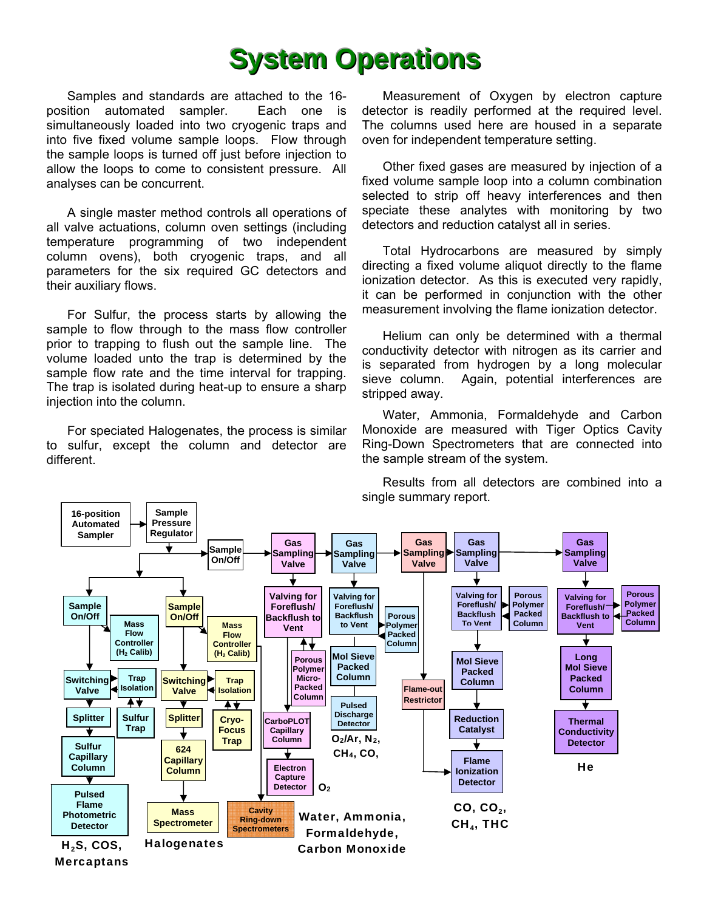# System Operations

Samples and standards are attached to the 16-position automated sampler. Each one is simultaneously loaded into two cryogenic traps and into five fixed volume sample loops. Flow through the sample loops is turned off just before injection to allow the loops to come to consistent pressure. All analyses can be concurrent.

A single master method controls all operations of all valve actuations, column oven settings (including temperature programming of two independent column ovens), both cryogenic traps, and all parameters for the six required GC detectors and their auxiliary flows.

For Sulfur, the process starts by allowing the sample to flow through to the mass flow controller prior to trapping to flush out the sample line. The volume loaded unto the trap is determined by the sample flow rate and the time interval for trapping. The trap is isolated during heat-up to ensure a sharp injection into the column.

For speciated Halogenates, the process is similar to sulfur, except the column and detector are different.

Measurement of Oxygen by electron capture detector is readily performed at the required level. The columns used here are housed in a separate oven for independent temperature setting.

Other fixed gases are measured by injection of a fixed volume sample loop into a column combination selected to strip off heavy interferences and then speciate these analytes with monitoring by two detectors and reduction catalyst all in series.

Total Hydrocarbons are measured by simply directing a fixed volume aliquot directly to the flame ionization detector. As this is executed very rapidly, it can be performed in conjunction with the other measurement involving the flame ionization detector.

Helium can only be determined with a thermal conductivity detector with nitrogen as its carrier and is separated from hydrogen by a long molecular sieve column. Again, potential interferences are stripped away.

Water, Ammonia, Formaldehyde and Carbon Monoxide are measured with Tiger Optics Cavity Ring-Down Spectrometers that are connected into the sample stream of the system.

Results from all detectors are combined into a single summary report.

16-position Automated Sampler → Sample Pressure Regulator → Sample On/Off → Gas Sampling Valve → Gas Sampling Valve → Gas Sampling Valve → Gas Sampling Valve → Gas Sampling Valve

- Sample On/Off → Mass Flow Controller ($H_2$ Calib); Switching Valve ↔ Trap Isolation ↔ Sulfur Trap; Splitter → Sulfur Capillary Column → Pulsed Flame Photometric Detector: $H_2S$, COS, Mercaptans
- Sample On/Off → Mass Flow Controller ($H_2$ Calib); Switching Valve ↔ Trap Isolation ↔ Cryo-Focus Trap; Splitter → 624 Capillary Column → Mass Spectrometer: Halogenates
- Cavity Ring-down Spectrometers: Water, Ammonia, Formaldehyde, Carbon Monoxide
- Gas Sampling Valve → Valving for Foreflush/Backflush to Vent ↔ Porous Polymer Micro-Packed Column; CarboPLOT Capillary Column → Electron Capture Detector: $O_2$
- Gas Sampling Valve → Valving for Foreflush/Backflush to Vent ↔ Porous Polymer Packed Column; Mol Sieve Packed Column → Pulsed Discharge Detector: $O_2$/Ar, $N_2$, $CH_4$, CO,
- Gas Sampling Valve → Flame-out Restrictor → Flame Ionization Detector
- Gas Sampling Valve → Valving for Foreflush/Backflush To Vent ↔ Porous Polymer Packed Column; Mol Sieve Packed Column → Reduction Catalyst → Flame Ionization Detector: CO, $CO_2$, $CH_4$, THC
- Gas Sampling Valve → Valving for Foreflush/Backflush to Vent ↔ Porous Polymer Packed Column; Long Mol Sieve Packed Column → Thermal Conductivity Detector: He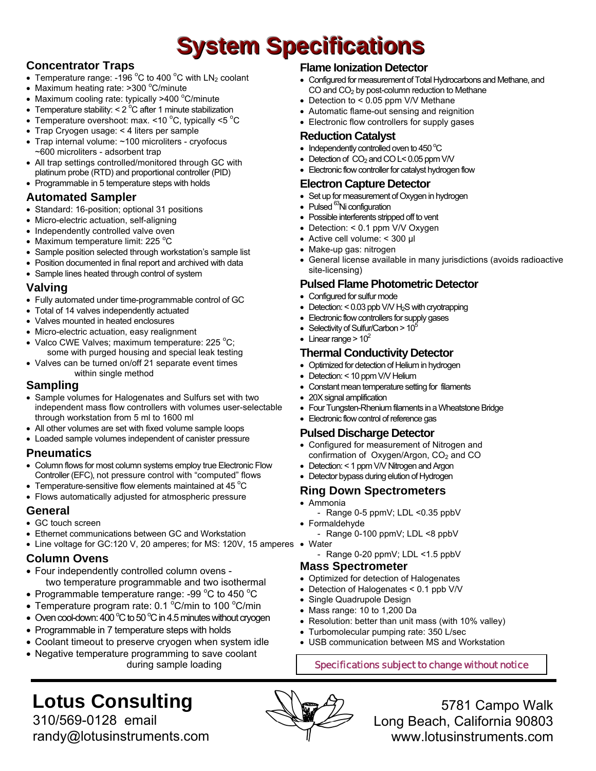# System Specifications

## Concentrator Traps

- Temperature range: -196 °C to 400 °C with $LN_2$ coolant
- Maximum heating rate: >300 °C/minute
- Maximum cooling rate: typically >400 °C/minute
- Temperature stability: < 2 °C after 1 minute stabilization
- Temperature overshoot: max. <10 °C, typically <5 °C
- Trap Cryogen usage: < 4 liters per sample
- Trap internal volume: ~100 microliters - cryofocus ~600 microliters - adsorbent trap
- All trap settings controlled/monitored through GC with platinum probe (RTD) and proportional controller (PID)
- Programmable in 5 temperature steps with holds

## Automated Sampler

- Standard: 16-position; optional 31 positions
- Micro-electric actuation, self-aligning
- Independently controlled valve oven
- Maximum temperature limit: 225 °C
- Sample position selected through workstation's sample list
- Position documented in final report and archived with data
- Sample lines heated through control of system

## Valving

- Fully automated under time-programmable control of GC
- Total of 14 valves independently actuated
- Valves mounted in heated enclosures
- Micro-electric actuation, easy realignment
- Valco CWE Valves; maximum temperature: 225 °C; some with purged housing and special leak testing
- Valves can be turned on/off 21 separate event times within single method

## Sampling

- Sample volumes for Halogenates and Sulfurs set with two independent mass flow controllers with volumes user-selectable through workstation from 5 ml to 1600 ml
- All other volumes are set with fixed volume sample loops
- Loaded sample volumes independent of canister pressure

## Pneumatics

- Column flows for most column systems employ true Electronic Flow Controller (EFC), not pressure control with "computed" flows
- Temperature-sensitive flow elements maintained at 45 °C
- Flows automatically adjusted for atmospheric pressure

## General

- GC touch screen
- Ethernet communications between GC and Workstation
- Line voltage for GC:120 V, 20 amperes; for MS: 120V, 15 amperes

## Column Ovens

- Four independently controlled column ovens - two temperature programmable and two isothermal
- Programmable temperature range: -99 °C to 450 °C
- Temperature program rate: 0.1 °C/min to 100 °C/min
- Oven cool-down: 400 °C to 50 °C in 4.5 minutes without cryogen
- Programmable in 7 temperature steps with holds
- Coolant timeout to preserve cryogen when system idle
- Negative temperature programming to save coolant during sample loading

## Flame Ionization Detector

- Configured for measurement of Total Hydrocarbons and Methane, and CO and $CO_2$ by post-column reduction to Methane
- Detection to < 0.05 ppm V/V Methane
- Automatic flame-out sensing and reignition
- Electronic flow controllers for supply gases

## Reduction Catalyst

- Independently controlled oven to 450 °C
- Detection of $CO_2$ and CO L< 0.05 ppm V/V
- Electronic flow controller for catalyst hydrogen flow

## Electron Capture Detector

- Set up for measurement of Oxygen in hydrogen
- Pulsed $^{63}$Ni configuration
- Possible interferents stripped off to vent
- Detection: < 0.1 ppm V/V Oxygen
- Active cell volume: < 300 μl
- Make-up gas: nitrogen
- General license available in many jurisdictions (avoids radioactive site-licensing)

## Pulsed Flame Photometric Detector

- Configured for sulfur mode
- Detection: < 0.03 ppb V/V $H_2S$ with cryotrapping
- Electronic flow controllers for supply gases
- Selectivity of Sulfur/Carbon > $10^5$
- Linear range > $10^2$

## Thermal Conductivity Detector

- Optimized for detection of Helium in hydrogen
- Detection: < 10 ppm V/V Helium
- Constant mean temperature setting for filaments
- 20X signal amplification
- Four Tungsten-Rhenium filaments in a Wheatstone Bridge
- Electronic flow control of reference gas

## Pulsed Discharge Detector

- Configured for measurement of Nitrogen and confirmation of Oxygen/Argon, $CO_2$ and CO
- Detection: < 1 ppm V/V Nitrogen and Argon
- Detector bypass during elution of Hydrogen

## Ring Down Spectrometers

- Ammonia
  - Range 0-5 ppmV; LDL <0.35 ppbV
- Formaldehyde
  - Range 0-100 ppmV; LDL <8 ppbV
- Water
  - Range 0-20 ppmV; LDL <1.5 ppbV

## Mass Spectrometer

- Optimized for detection of Halogenates
- Detection of Halogenates < 0.1 ppb V/V
- Single Quadrupole Design
- Mass range: 10 to 1,200 Da
- Resolution: better than unit mass (with 10% valley)
- Turbomolecular pumping rate: 350 L/sec
- USB communication between MS and Workstation

Specifications subject to change without notice

**Lotus Consulting**
310/569-0128 email
randy@lotusinstruments.com

5781 Campo Walk
Long Beach, California 90803
www.lotusinstruments.com